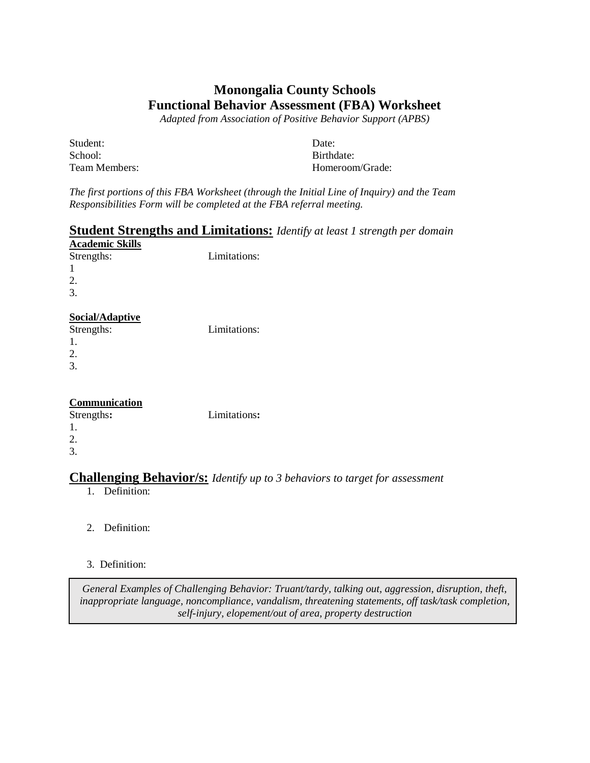# Monongalia County Schools
# Functional Behavior Assessment (FBA) Worksheet

*Adapted from Association of Positive Behavior Support (APBS)*

| | |
|---|---|
| Student: | Date: |
| School: | Birthdate: |
| Team Members: | Homeroom/Grade: |

*The first portions of this FBA Worksheet (through the Initial Line of Inquiry) and the Team Responsibilities Form will be completed at the FBA referral meeting.*

## Student Strengths and Limitations: *Identify at least 1 strength per domain*

**Academic Skills**

| Strengths: | Limitations: |
|---|---|
| 1 | |
| 2. | |
| 3. | |

**Social/Adaptive**

| Strengths: | Limitations: |
|---|---|
| 1. | |
| 2. | |
| 3. | |

**Communication**

| Strengths**:** | Limitations**:** |
|---|---|
| 1. | |
| 2. | |
| 3. | |

## Challenging Behavior/s: *Identify up to 3 behaviors to target for assessment*

1. Definition:

2. Definition:

3. Definition:

*General Examples of Challenging Behavior: Truant/tardy, talking out, aggression, disruption, theft, inappropriate language, noncompliance, vandalism, threatening statements, off task/task completion, self-injury, elopement/out of area, property destruction*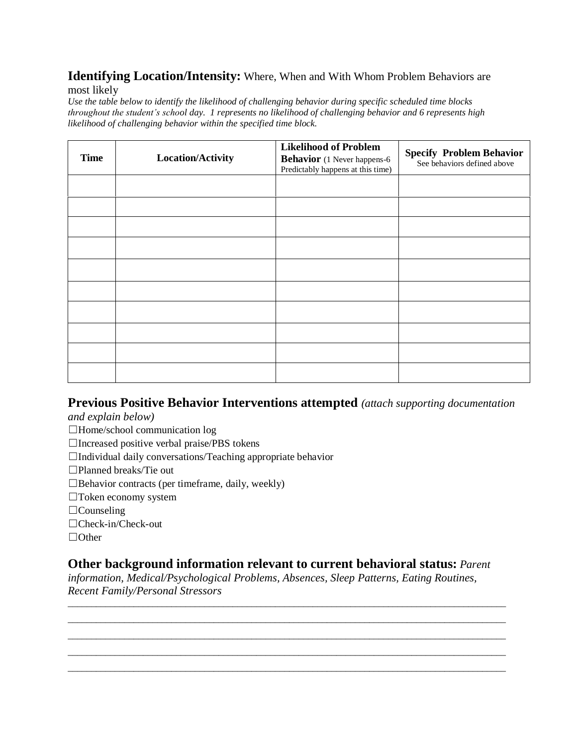**Identifying Location/Intensity:** Where, When and With Whom Problem Behaviors are most likely

*Use the table below to identify the likelihood of challenging behavior during specific scheduled time blocks throughout the student's school day. 1 represents no likelihood of challenging behavior and 6 represents high likelihood of challenging behavior within the specified time block.*

| Time | Location/Activity | **Likelihood of Problem Behavior** (1 Never happens-6 Predictably happens at this time) | **Specify Problem Behavior** See behaviors defined above |
|---|---|---|---|
| | | | |
| | | | |
| | | | |
| | | | |
| | | | |
| | | | |
| | | | |
| | | | |
| | | | |
| | | | |

## Previous Positive Behavior Interventions attempted *(attach supporting documentation and explain below)*

☐Home/school communication log
☐Increased positive verbal praise/PBS tokens
☐Individual daily conversations/Teaching appropriate behavior
☐Planned breaks/Tie out
☐Behavior contracts (per timeframe, daily, weekly)
☐Token economy system
☐Counseling
☐Check-in/Check-out
☐Other

## Other background information relevant to current behavioral status: *Parent information, Medical/Psychological Problems, Absences, Sleep Patterns, Eating Routines, Recent Family/Personal Stressors*

_______________________________________________________________________________
_______________________________________________________________________________
_______________________________________________________________________________
_______________________________________________________________________________
_______________________________________________________________________________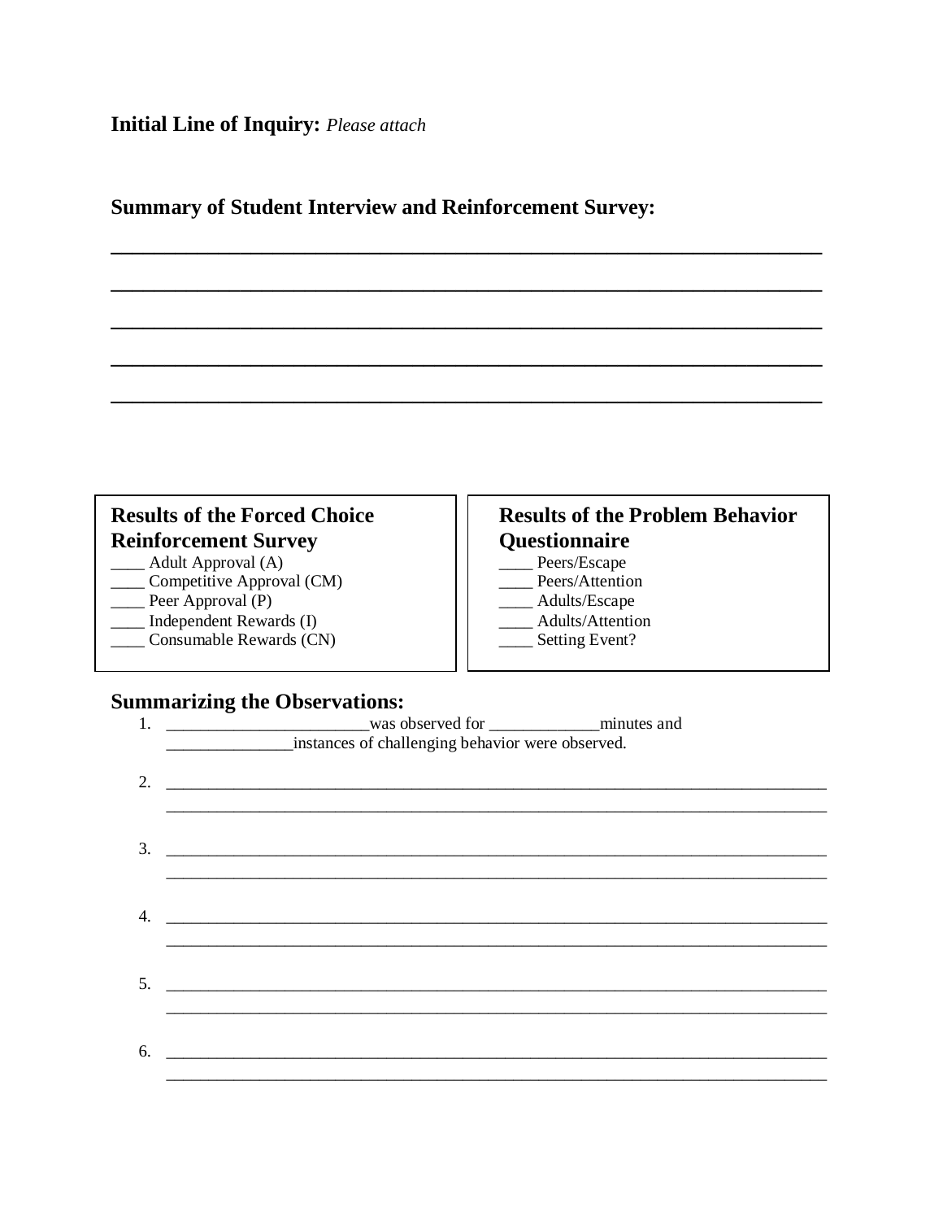**Initial Line of Inquiry:** *Please attach*

**Summary of Student Interview and Reinforcement Survey:**

______________________________________________________________________________

______________________________________________________________________________

______________________________________________________________________________

______________________________________________________________________________

______________________________________________________________________________

**Results of the Forced Choice Reinforcement Survey**

____ Adult Approval (A)
____ Competitive Approval (CM)
____ Peer Approval (P)
____ Independent Rewards (I)
____ Consumable Rewards (CN)

**Results of the Problem Behavior Questionnaire**

____ Peers/Escape
____ Peers/Attention
____ Adults/Escape
____ Adults/Attention
____ Setting Event?

**Summarizing the Observations:**

1. ________________________was observed for _____________minutes and _______________instances of challenging behavior were observed.

2. ______________________________________________________________________________
______________________________________________________________________________

3. ______________________________________________________________________________
______________________________________________________________________________

4. ______________________________________________________________________________
______________________________________________________________________________

5. ______________________________________________________________________________
______________________________________________________________________________

6. ______________________________________________________________________________
______________________________________________________________________________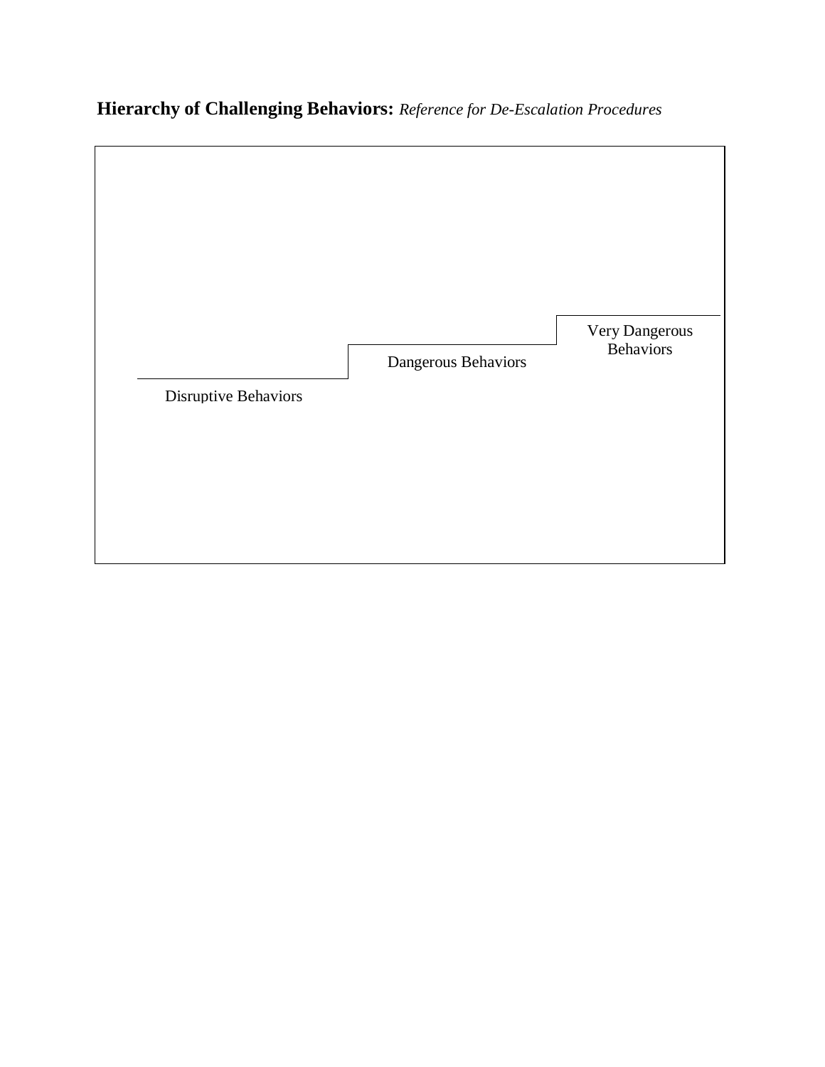**Hierarchy of Challenging Behaviors:** *Reference for De-Escalation Procedures*

Very Dangerous Behaviors

Dangerous Behaviors

Disruptive Behaviors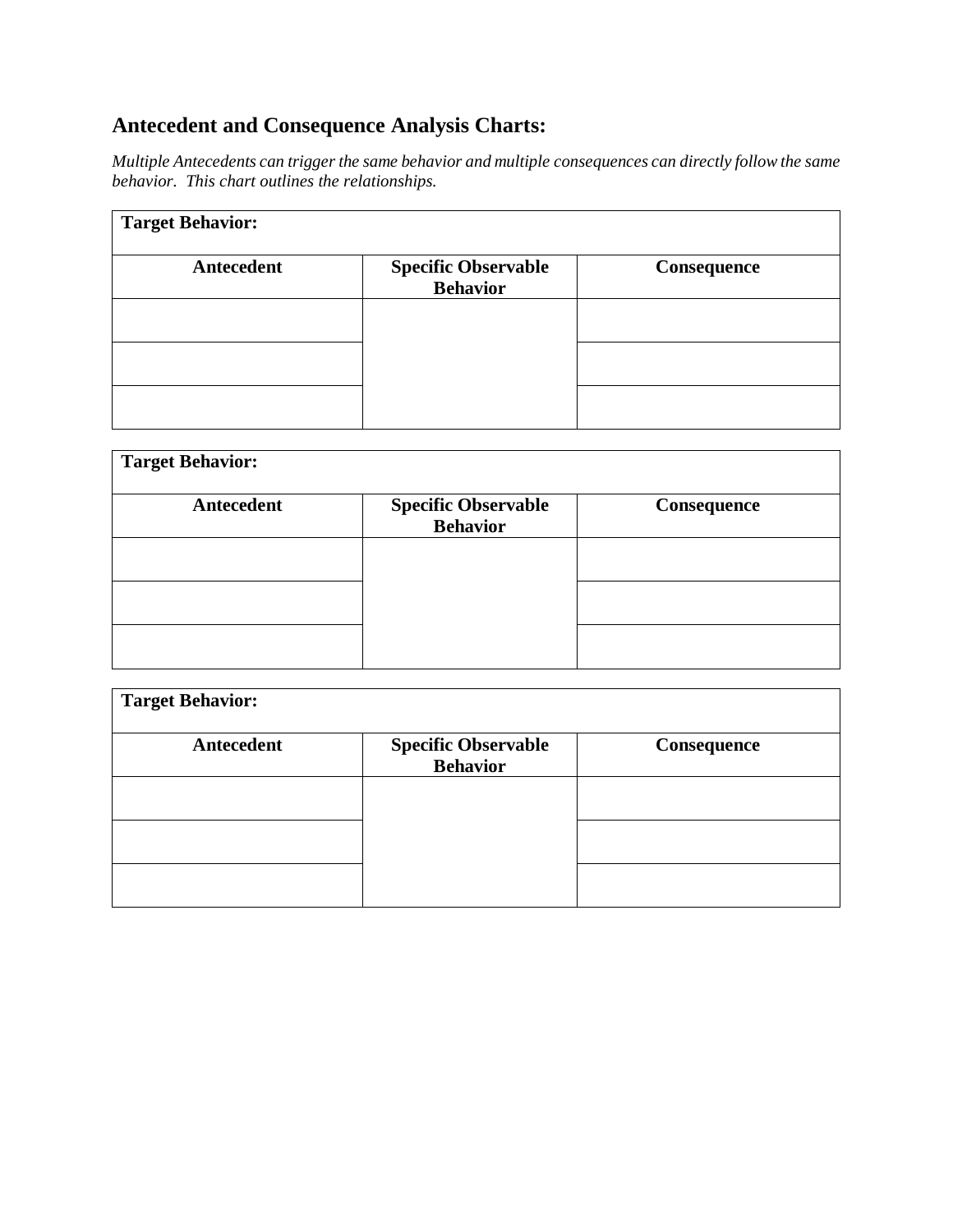## Antecedent and Consequence Analysis Charts:

*Multiple Antecedents can trigger the same behavior and multiple consequences can directly follow the same behavior. This chart outlines the relationships.*

| **Target Behavior:** | | |
|---|---|---|
| **Antecedent** | **Specific Observable Behavior** | **Consequence** |
| | | |
| | | |
| | | |

| **Target Behavior:** | | |
|---|---|---|
| **Antecedent** | **Specific Observable Behavior** | **Consequence** |
| | | |
| | | |
| | | |

| **Target Behavior:** | | |
|---|---|---|
| **Antecedent** | **Specific Observable Behavior** | **Consequence** |
| | | |
| | | |
| | | |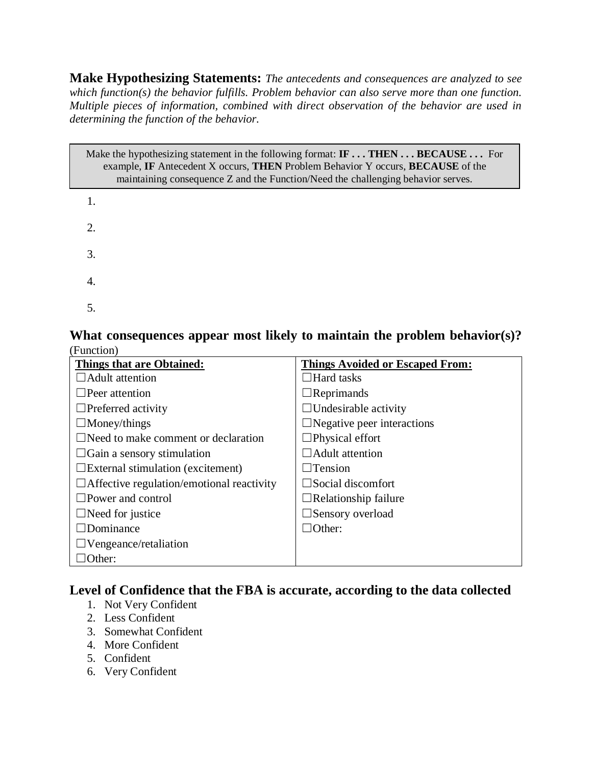**Make Hypothesizing Statements:** *The antecedents and consequences are analyzed to see which function(s) the behavior fulfills. Problem behavior can also serve more than one function. Multiple pieces of information, combined with direct observation of the behavior are used in determining the function of the behavior.*

| |
|---|
| Make the hypothesizing statement in the following format: **IF . . . THEN . . . BECAUSE . . .** For example, **IF** Antecedent X occurs, **THEN** Problem Behavior Y occurs, **BECAUSE** of the maintaining consequence Z and the Function/Need the challenging behavior serves. |

1.

2.

3.

4.

5.

## What consequences appear most likely to maintain the problem behavior(s)?

(Function)

| **Things that are Obtained:** | **Things Avoided or Escaped From:** |
|---|---|
| ☐Adult attention | ☐Hard tasks |
| ☐Peer attention | ☐Reprimands |
| ☐Preferred activity | ☐Undesirable activity |
| ☐Money/things | ☐Negative peer interactions |
| ☐Need to make comment or declaration | ☐Physical effort |
| ☐Gain a sensory stimulation | ☐Adult attention |
| ☐External stimulation (excitement) | ☐Tension |
| ☐Affective regulation/emotional reactivity | ☐Social discomfort |
| ☐Power and control | ☐Relationship failure |
| ☐Need for justice | ☐Sensory overload |
| ☐Dominance | ☐Other: |
| ☐Vengeance/retaliation | |
| ☐Other: | |

## Level of Confidence that the FBA is accurate, according to the data collected

1. Not Very Confident
2. Less Confident
3. Somewhat Confident
4. More Confident
5. Confident
6. Very Confident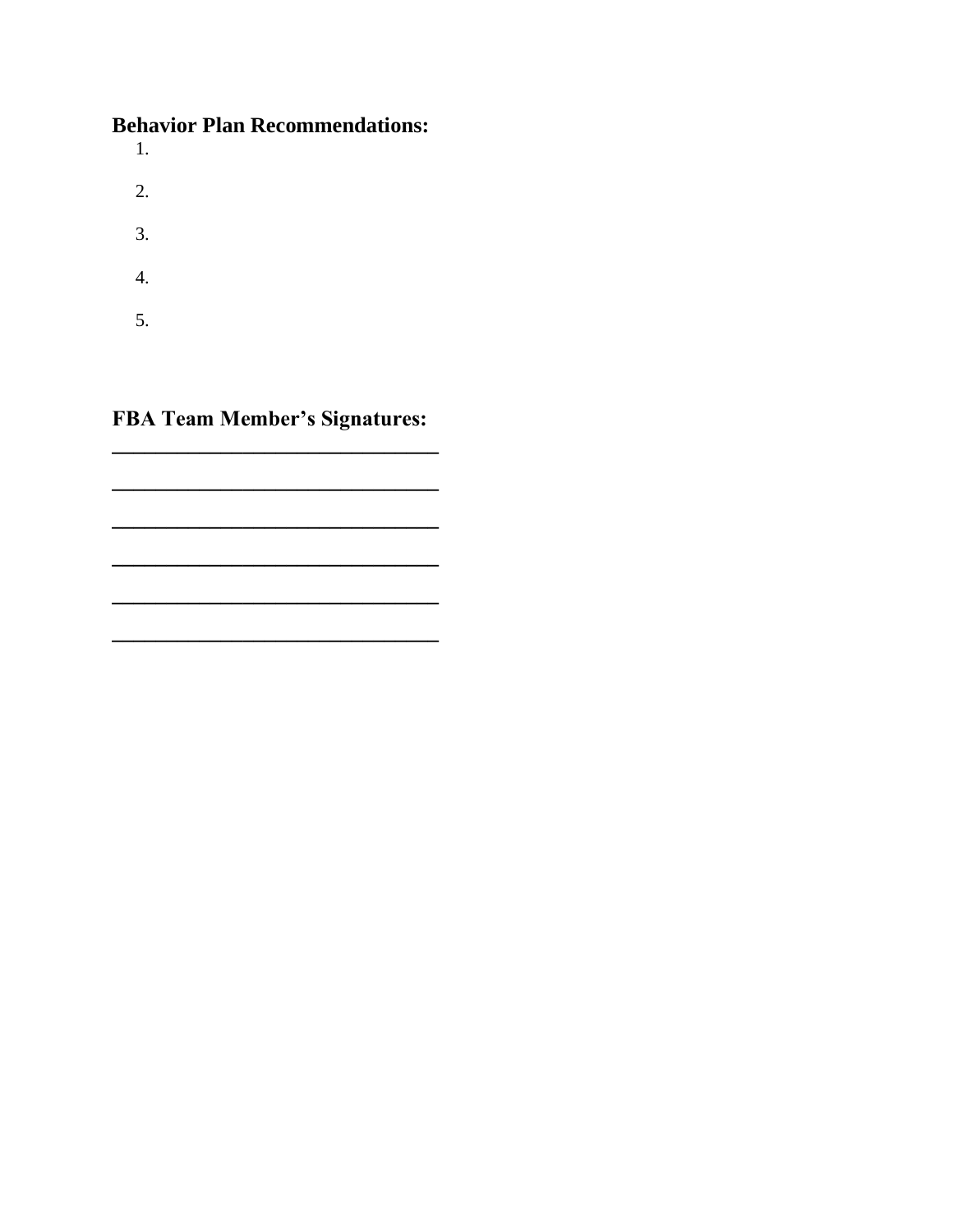**Behavior Plan Recommendations:**

1.

2.

3.

4.

5.

**FBA Team Member's Signatures:**

______________________________

______________________________

______________________________

______________________________

______________________________

______________________________